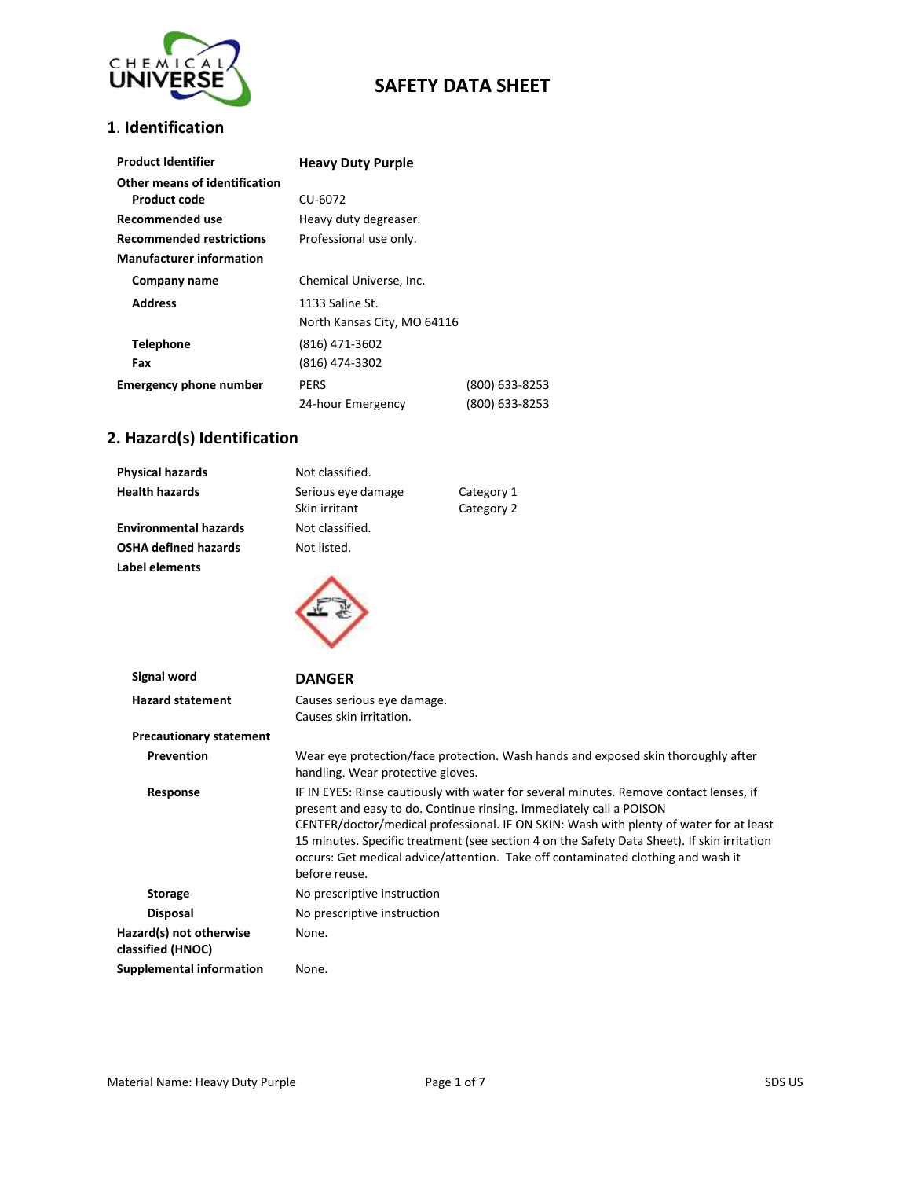# SAFETY DATA SHEET

## 1. Identification

| | | |
|---|---|---|
| **Product Identifier** | **Heavy Duty Purple** | |
| **Other means of identification** | | |
| **Product code** | CU-6072 | |
| **Recommended use** | Heavy duty degreaser. | |
| **Recommended restrictions** | Professional use only. | |
| **Manufacturer information** | | |
| **Company name** | Chemical Universe, Inc. | |
| **Address** | 1133 Saline St.<br>North Kansas City, MO 64116 | |
| **Telephone** | (816) 471-3602 | |
| **Fax** | (816) 474-3302 | |
| **Emergency phone number** | PERS | (800) 633-8253 |
| | 24-hour Emergency | (800) 633-8253 |

## 2. Hazard(s) Identification

| | | |
|---|---|---|
| **Physical hazards** | Not classified. | |
| **Health hazards** | Serious eye damage | Category 1 |
| | Skin irritant | Category 2 |
| **Environmental hazards** | Not classified. | |
| **OSHA defined hazards** | Not listed. | |
| **Label elements** | | |

**Signal word** **DANGER**

**Hazard statement** Causes serious eye damage.
Causes skin irritation.

**Precautionary statement**

**Prevention** Wear eye protection/face protection. Wash hands and exposed skin thoroughly after handling. Wear protective gloves.

**Response** IF IN EYES: Rinse cautiously with water for several minutes. Remove contact lenses, if present and easy to do. Continue rinsing. Immediately call a POISON CENTER/doctor/medical professional. IF ON SKIN: Wash with plenty of water for at least 15 minutes. Specific treatment (see section 4 on the Safety Data Sheet). If skin irritation occurs: Get medical advice/attention. Take off contaminated clothing and wash it before reuse.

**Storage** No prescriptive instruction

**Disposal** No prescriptive instruction

**Hazard(s) not otherwise classified (HNOC)** None.

**Supplemental information** None.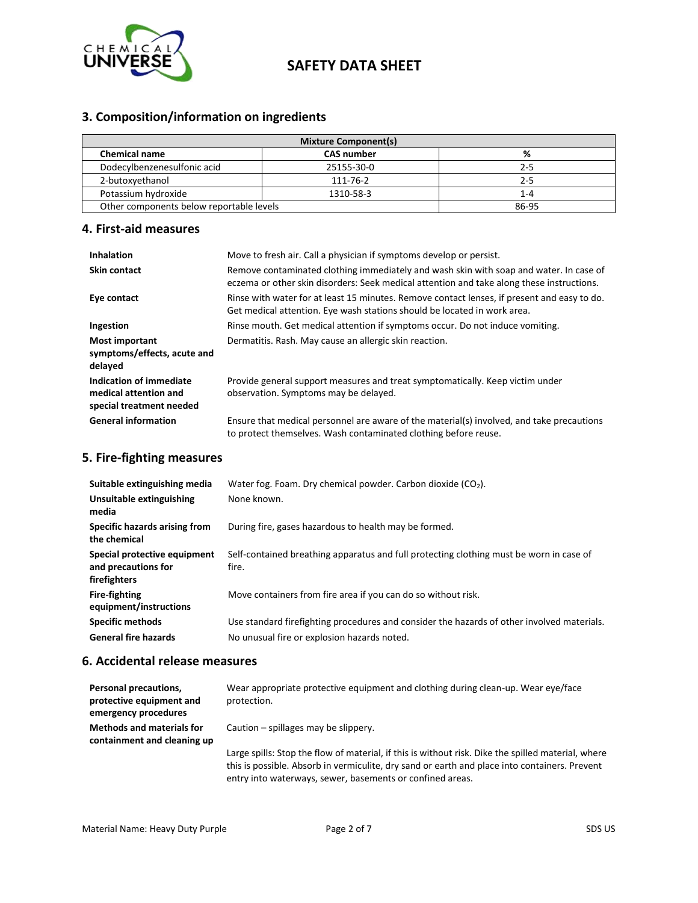## 3. Composition/information on ingredients

| Mixture Component(s) | | |
|---|---|---|
| **Chemical name** | **CAS number** | **%** |
| Dodecylbenzenesulfonic acid | 25155-30-0 | 2-5 |
| 2-butoxyethanol | 111-76-2 | 2-5 |
| Potassium hydroxide | 1310-58-3 | 1-4 |
| Other components below reportable levels | | 86-95 |

## 4. First-aid measures

**Inhalation**
Move to fresh air. Call a physician if symptoms develop or persist.

**Skin contact**
Remove contaminated clothing immediately and wash skin with soap and water. In case of eczema or other skin disorders: Seek medical attention and take along these instructions.

**Eye contact**
Rinse with water for at least 15 minutes. Remove contact lenses, if present and easy to do. Get medical attention. Eye wash stations should be located in work area.

**Ingestion**
Rinse mouth. Get medical attention if symptoms occur. Do not induce vomiting.

**Most important symptoms/effects, acute and delayed**
Dermatitis. Rash. May cause an allergic skin reaction.

**Indication of immediate medical attention and special treatment needed**
Provide general support measures and treat symptomatically. Keep victim under observation. Symptoms may be delayed.

**General information**
Ensure that medical personnel are aware of the material(s) involved, and take precautions to protect themselves. Wash contaminated clothing before reuse.

## 5. Fire-fighting measures

**Suitable extinguishing media**
Water fog. Foam. Dry chemical powder. Carbon dioxide ($CO_2$).

**Unsuitable extinguishing media**
None known.

**Specific hazards arising from the chemical**
During fire, gases hazardous to health may be formed.

**Special protective equipment and precautions for firefighters**
Self-contained breathing apparatus and full protecting clothing must be worn in case of fire.

**Fire-fighting equipment/instructions**
Move containers from fire area if you can do so without risk.

**Specific methods**
Use standard firefighting procedures and consider the hazards of other involved materials.

**General fire hazards**
No unusual fire or explosion hazards noted.

## 6. Accidental release measures

**Personal precautions, protective equipment and emergency procedures**
Wear appropriate protective equipment and clothing during clean-up. Wear eye/face protection.

**Methods and materials for containment and cleaning up**
Caution – spillages may be slippery.

Large spills: Stop the flow of material, if this is without risk. Dike the spilled material, where this is possible. Absorb in vermiculite, dry sand or earth and place into containers. Prevent entry into waterways, sewer, basements or confined areas.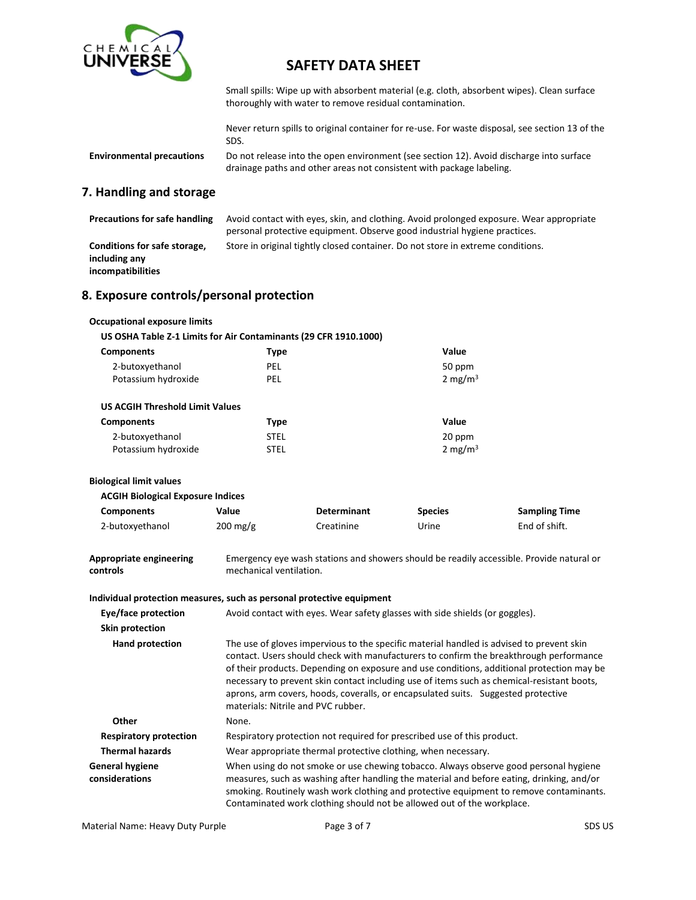Small spills: Wipe up with absorbent material (e.g. cloth, absorbent wipes). Clean surface thoroughly with water to remove residual contamination.

Never return spills to original container for re-use. For waste disposal, see section 13 of the SDS.

**Environmental precautions** Do not release into the open environment (see section 12). Avoid discharge into surface drainage paths and other areas not consistent with package labeling.

## 7. Handling and storage

**Precautions for safe handling** Avoid contact with eyes, skin, and clothing. Avoid prolonged exposure. Wear appropriate personal protective equipment. Observe good industrial hygiene practices.

**Conditions for safe storage, including any incompatibilities** Store in original tightly closed container. Do not store in extreme conditions.

## 8. Exposure controls/personal protection

**Occupational exposure limits**

**US OSHA Table Z-1 Limits for Air Contaminants (29 CFR 1910.1000)**

| Components | Type | Value |
|---|---|---|
| 2-butoxyethanol | PEL | 50 ppm |
| Potassium hydroxide | PEL | 2 mg/m$^3$ |

**US ACGIH Threshold Limit Values**

| Components | Type | Value |
|---|---|---|
| 2-butoxyethanol | STEL | 20 ppm |
| Potassium hydroxide | STEL | 2 mg/m$^3$ |

**Biological limit values**

**ACGIH Biological Exposure Indices**

| Components | Value | Determinant | Species | Sampling Time |
|---|---|---|---|---|
| 2-butoxyethanol | 200 mg/g | Creatinine | Urine | End of shift. |

**Appropriate engineering controls** Emergency eye wash stations and showers should be readily accessible. Provide natural or mechanical ventilation.

**Individual protection measures, such as personal protective equipment**

**Eye/face protection** Avoid contact with eyes. Wear safety glasses with side shields (or goggles).

**Skin protection**

**Hand protection** The use of gloves impervious to the specific material handled is advised to prevent skin contact. Users should check with manufacturers to confirm the breakthrough performance of their products. Depending on exposure and use conditions, additional protection may be necessary to prevent skin contact including use of items such as chemical-resistant boots, aprons, arm covers, hoods, coveralls, or encapsulated suits. Suggested protective materials: Nitrile and PVC rubber.

**Other** None.

**Respiratory protection** Respiratory protection not required for prescribed use of this product.

**Thermal hazards** Wear appropriate thermal protective clothing, when necessary.

**General hygiene considerations** When using do not smoke or use chewing tobacco. Always observe good personal hygiene measures, such as washing after handling the material and before eating, drinking, and/or smoking. Routinely wash work clothing and protective equipment to remove contaminants. Contaminated work clothing should not be allowed out of the workplace.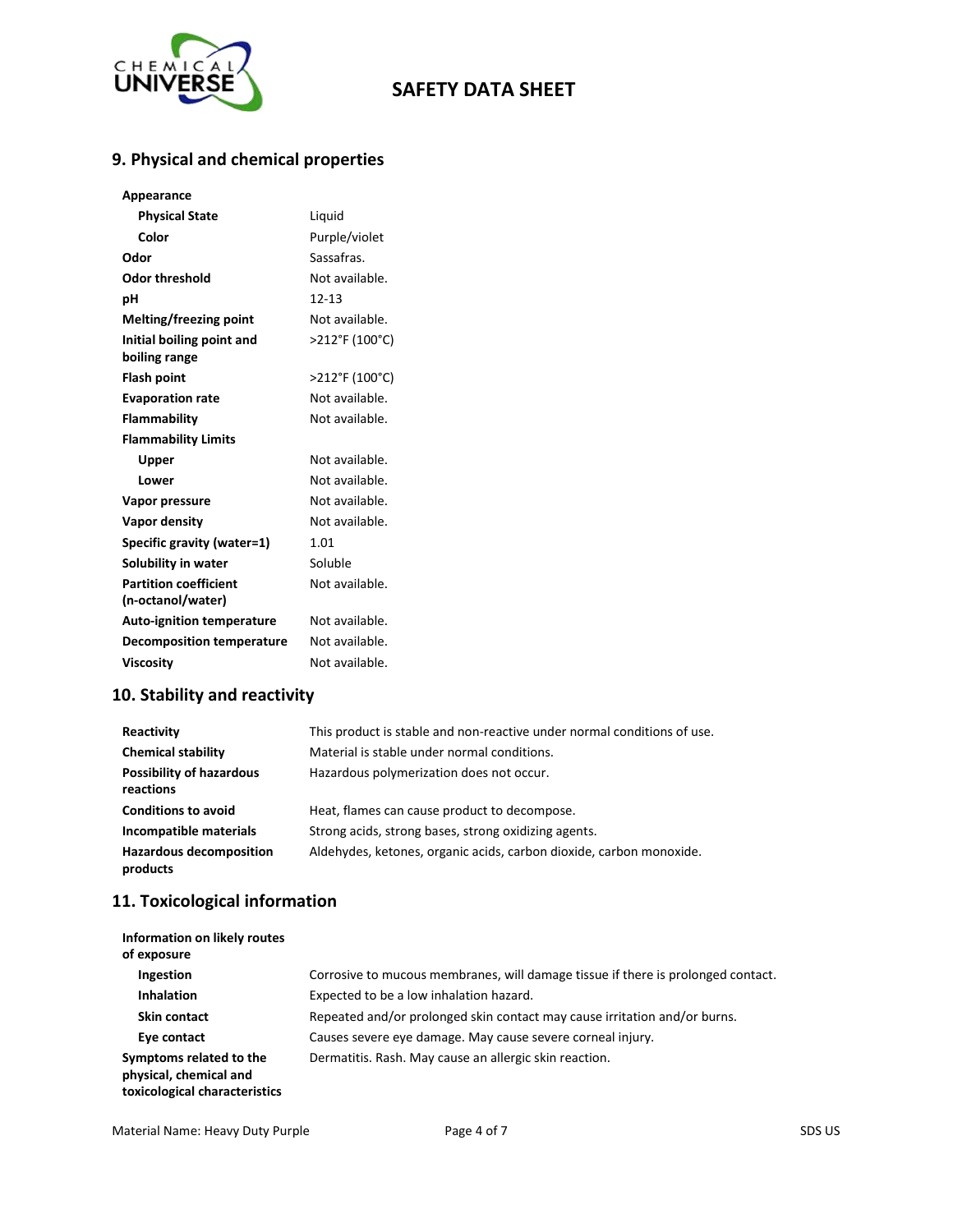## 9. Physical and chemical properties

| Property | Value |
| --- | --- |
| **Appearance** | |
| **Physical State** | Liquid |
| **Color** | Purple/violet |
| **Odor** | Sassafras. |
| **Odor threshold** | Not available. |
| **pH** | 12-13 |
| **Melting/freezing point** | Not available. |
| **Initial boiling point and boiling range** | >212°F (100°C) |
| **Flash point** | >212°F (100°C) |
| **Evaporation rate** | Not available. |
| **Flammability** | Not available. |
| **Flammability Limits** | |
| **Upper** | Not available. |
| **Lower** | Not available. |
| **Vapor pressure** | Not available. |
| **Vapor density** | Not available. |
| **Specific gravity (water=1)** | 1.01 |
| **Solubility in water** | Soluble |
| **Partition coefficient (n-octanol/water)** | Not available. |
| **Auto-ignition temperature** | Not available. |
| **Decomposition temperature** | Not available. |
| **Viscosity** | Not available. |

## 10. Stability and reactivity

| Item | Information |
| --- | --- |
| **Reactivity** | This product is stable and non-reactive under normal conditions of use. |
| **Chemical stability** | Material is stable under normal conditions. |
| **Possibility of hazardous reactions** | Hazardous polymerization does not occur. |
| **Conditions to avoid** | Heat, flames can cause product to decompose. |
| **Incompatible materials** | Strong acids, strong bases, strong oxidizing agents. |
| **Hazardous decomposition products** | Aldehydes, ketones, organic acids, carbon dioxide, carbon monoxide. |

## 11. Toxicological information

| Item | Information |
| --- | --- |
| **Information on likely routes of exposure** | |
| **Ingestion** | Corrosive to mucous membranes, will damage tissue if there is prolonged contact. |
| **Inhalation** | Expected to be a low inhalation hazard. |
| **Skin contact** | Repeated and/or prolonged skin contact may cause irritation and/or burns. |
| **Eye contact** | Causes severe eye damage. May cause severe corneal injury. |
| **Symptoms related to the physical, chemical and toxicological characteristics** | Dermatitis. Rash. May cause an allergic skin reaction. |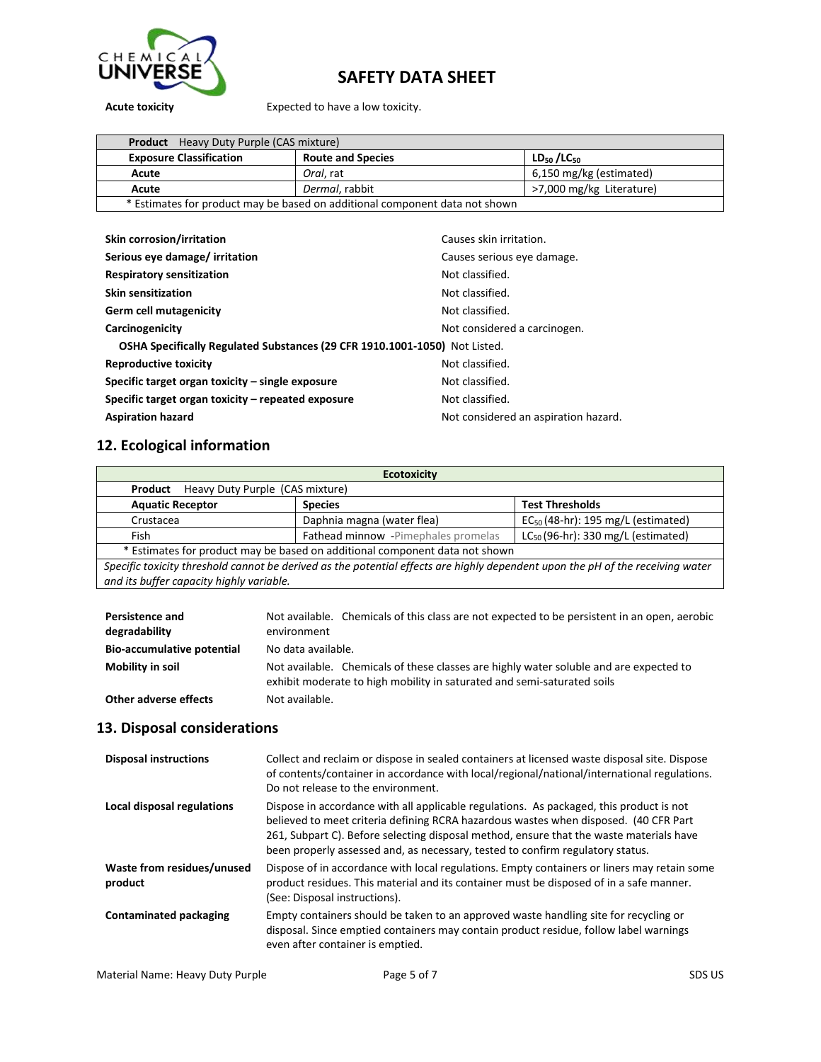**Acute toxicity** Expected to have a low toxicity.

| **Product** Heavy Duty Purple (CAS mixture) | | |
|---|---|---|
| **Exposure Classification** | **Route and Species** | **$LD_{50}$ /$LC_{50}$** |
| **Acute** | *Oral*, rat | 6,150 mg/kg (estimated) |
| **Acute** | *Dermal*, rabbit | >7,000 mg/kg Literature) |
| * Estimates for product may be based on additional component data not shown | | |

**Skin corrosion/irritation** Causes skin irritation.

**Serious eye damage/ irritation** Causes serious eye damage.

**Respiratory sensitization** Not classified.

**Skin sensitization** Not classified.

**Germ cell mutagenicity** Not classified.

**Carcinogenicity** Not considered a carcinogen.

**OSHA Specifically Regulated Substances (29 CFR 1910.1001-1050)** Not Listed.

**Reproductive toxicity** Not classified.

**Specific target organ toxicity – single exposure** Not classified.

**Specific target organ toxicity – repeated exposure** Not classified.

**Aspiration hazard** Not considered an aspiration hazard.

## 12. Ecological information

| **Ecotoxicity** | | |
|---|---|---|
| **Product** Heavy Duty Purple (CAS mixture) | | |
| **Aquatic Receptor** | **Species** | **Test Thresholds** |
| Crustacea | Daphnia magna (water flea) | $EC_{50}$ (48-hr): 195 mg/L (estimated) |
| Fish | Fathead minnow -Pimephales promelas | $LC_{50}$ (96-hr): 330 mg/L (estimated) |
| * Estimates for product may be based on additional component data not shown | | |
| *Specific toxicity threshold cannot be derived as the potential effects are highly dependent upon the pH of the receiving water and its buffer capacity highly variable.* | | |

**Persistence and degradability** Not available. Chemicals of this class are not expected to be persistent in an open, aerobic environment

**Bio-accumulative potential** No data available.

**Mobility in soil** Not available. Chemicals of these classes are highly water soluble and are expected to exhibit moderate to high mobility in saturated and semi-saturated soils

**Other adverse effects** Not available.

## 13. Disposal considerations

**Disposal instructions** Collect and reclaim or dispose in sealed containers at licensed waste disposal site. Dispose of contents/container in accordance with local/regional/national/international regulations. Do not release to the environment.

**Local disposal regulations** Dispose in accordance with all applicable regulations. As packaged, this product is not believed to meet criteria defining RCRA hazardous wastes when disposed. (40 CFR Part 261, Subpart C). Before selecting disposal method, ensure that the waste materials have been properly assessed and, as necessary, tested to confirm regulatory status.

**Waste from residues/unused product** Dispose of in accordance with local regulations. Empty containers or liners may retain some product residues. This material and its container must be disposed of in a safe manner. (See: Disposal instructions).

**Contaminated packaging** Empty containers should be taken to an approved waste handling site for recycling or disposal. Since emptied containers may contain product residue, follow label warnings even after container is emptied.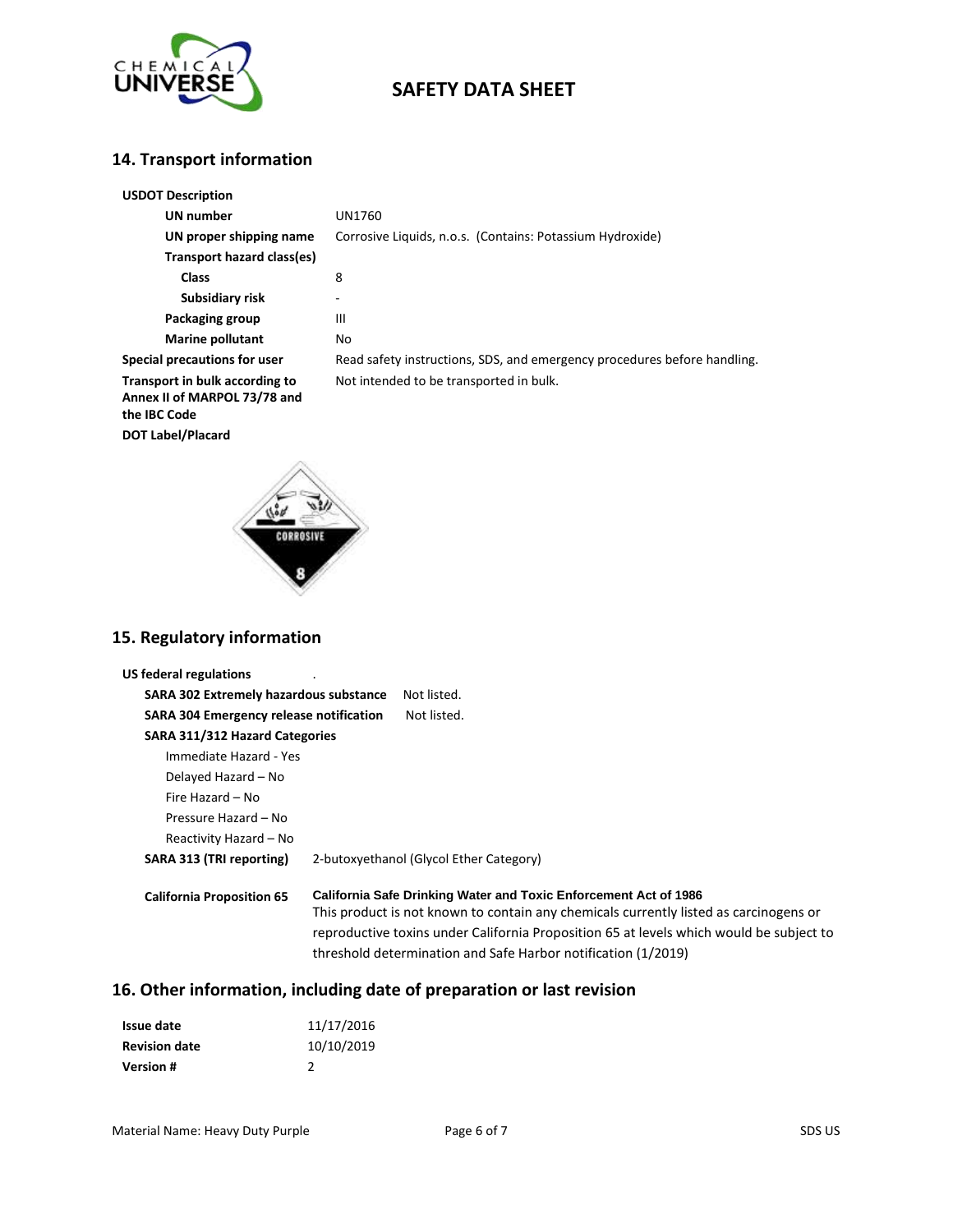## 14. Transport information

**USDOT Description**

| | |
|---|---|
| **UN number** | UN1760 |
| **UN proper shipping name** | Corrosive Liquids, n.o.s. (Contains: Potassium Hydroxide) |
| **Transport hazard class(es)** | |
| **Class** | 8 |
| **Subsidiary risk** | - |
| **Packaging group** | III |
| **Marine pollutant** | No |
| **Special precautions for user** | Read safety instructions, SDS, and emergency procedures before handling. |
| **Transport in bulk according to Annex II of MARPOL 73/78 and the IBC Code** | Not intended to be transported in bulk. |

**DOT Label/Placard**

## 15. Regulatory information

**US federal regulations** .

**SARA 302 Extremely hazardous substance** Not listed.

**SARA 304 Emergency release notification** Not listed.

**SARA 311/312 Hazard Categories**

- Immediate Hazard - Yes
- Delayed Hazard – No
- Fire Hazard – No
- Pressure Hazard – No
- Reactivity Hazard – No

**SARA 313 (TRI reporting)** 2-butoxyethanol (Glycol Ether Category)

**California Proposition 65** **California Safe Drinking Water and Toxic Enforcement Act of 1986**
This product is not known to contain any chemicals currently listed as carcinogens or reproductive toxins under California Proposition 65 at levels which would be subject to threshold determination and Safe Harbor notification (1/2019)

## 16. Other information, including date of preparation or last revision

| | |
|---|---|
| **Issue date** | 11/17/2016 |
| **Revision date** | 10/10/2019 |
| **Version #** | 2 |

Material Name: Heavy Duty Purple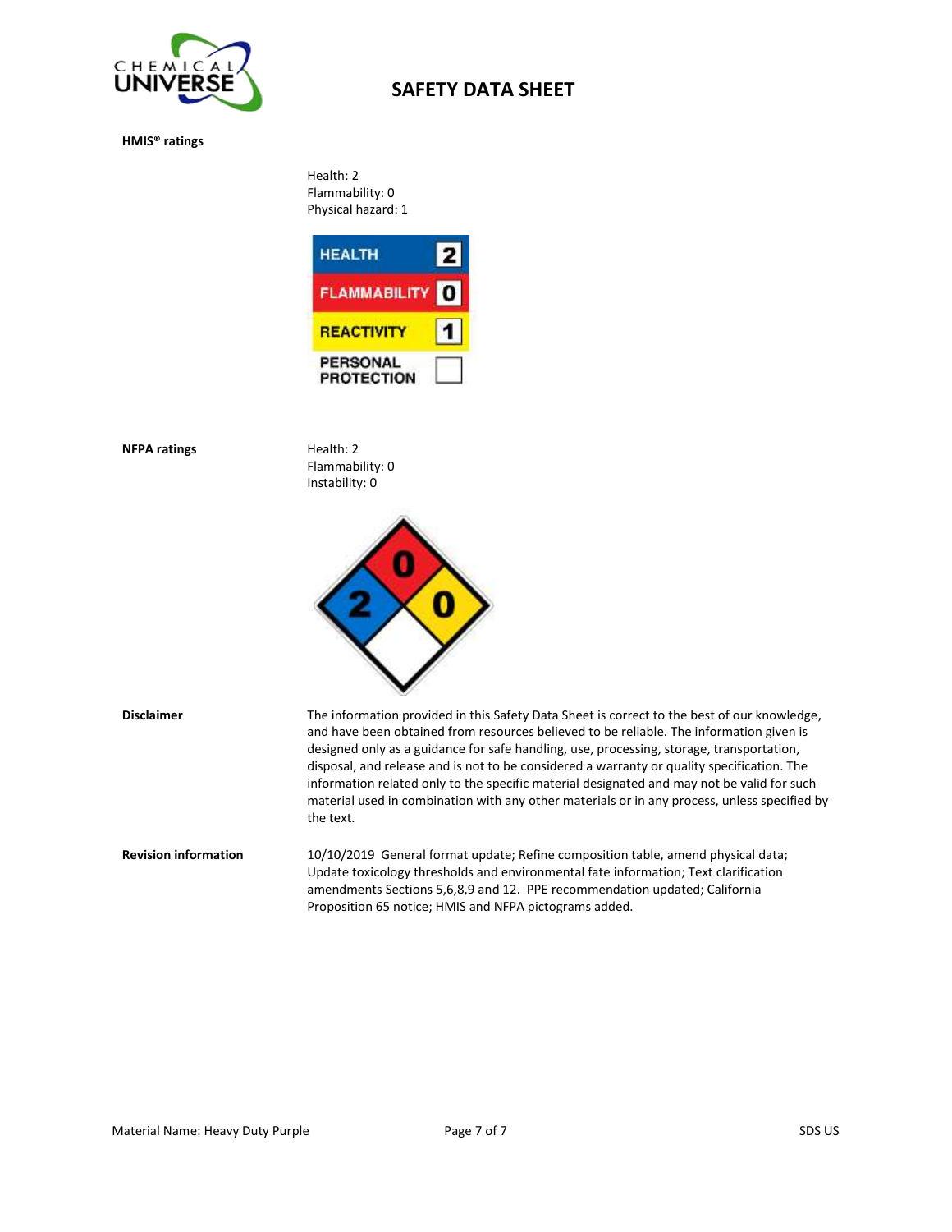# SAFETY DATA SHEET

**HMIS® ratings**

Health: 2
Flammability: 0
Physical hazard: 1

HEALTH 2
FLAMMABILITY 0
REACTIVITY 1
PERSONAL PROTECTION

**NFPA ratings**

Health: 2
Flammability: 0
Instability: 0

**Disclaimer**

The information provided in this Safety Data Sheet is correct to the best of our knowledge, and have been obtained from resources believed to be reliable. The information given is designed only as a guidance for safe handling, use, processing, storage, transportation, disposal, and release and is not to be considered a warranty or quality specification. The information related only to the specific material designated and may not be valid for such material used in combination with any other materials or in any process, unless specified by the text.

**Revision information**

10/10/2019 General format update; Refine composition table, amend physical data; Update toxicology thresholds and environmental fate information; Text clarification amendments Sections 5,6,8,9 and 12. PPE recommendation updated; California Proposition 65 notice; HMIS and NFPA pictograms added.